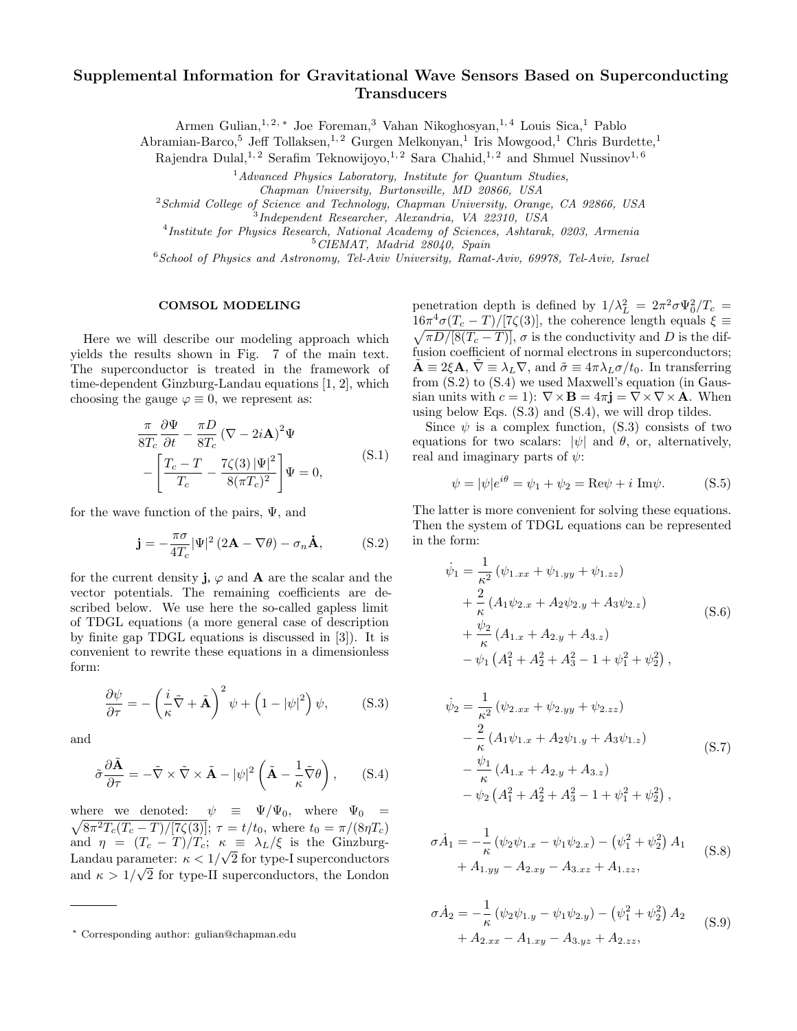# Supplemental Information for Gravitational Wave Sensors Based on Superconducting Transducers

Armen Gulian,[1,2,*] Joe Foreman,[3] Vahan Nikoghosyan,[1,4] Louis Sica,[1] Pablo Abramian-Barco,[5] Jeff Tollaksen,[1,2] Gurgen Melkonyan,[1] Iris Mowgood,[1] Chris Burdette,[1] Rajendra Dulal,[1,2] Serafim Teknowijoyo,[1,2] Sara Chahid,[1,2] and Shmuel Nussinov[1,6]

[1] *Advanced Physics Laboratory, Institute for Quantum Studies, Chapman University, Burtonsville, MD 20866, USA*
[2] *Schmid College of Science and Technology, Chapman University, Orange, CA 92866, USA*
[3] *Independent Researcher, Alexandria, VA 22310, USA*
[4] *Institute for Physics Research, National Academy of Sciences, Ashtarak, 0203, Armenia*
[5] *CIEMAT, Madrid 28040, Spain*
[6] *School of Physics and Astronomy, Tel-Aviv University, Ramat-Aviv, 69978, Tel-Aviv, Israel*

## COMSOL MODELING

Here we will describe our modeling approach which yields the results shown in Fig. 7 of the main text. The superconductor is treated in the framework of time-dependent Ginzburg-Landau equations [1, 2], which choosing the gauge $\varphi \equiv 0$, we represent as:

$$\frac{\pi}{8T_c}\frac{\partial \Psi}{\partial t} - \frac{\pi D}{8T_c}\left(\nabla - 2i\mathbf{A}\right)^2\Psi - \left[\frac{T_c - T}{T_c} - \frac{7\zeta(3)\,|\Psi|^2}{8(\pi T_c)^2}\right]\Psi = 0, \tag{S.1}$$

for the wave function of the pairs, $\Psi$, and

$$\mathbf{j} = -\frac{\pi\sigma}{4T_c}|\Psi|^2\left(2\mathbf{A} - \nabla\theta\right) - \sigma_n\dot{\mathbf{A}}, \tag{S.2}$$

for the current density $\mathbf{j}$, $\varphi$ and $\mathbf{A}$ are the scalar and the vector potentials. The remaining coefficients are described below. We use here the so-called gapless limit of TDGL equations (a more general case of description by finite gap TDGL equations is discussed in [3]). It is convenient to rewrite these equations in a dimensionless form:

$$\frac{\partial \psi}{\partial \tau} = -\left(\frac{i}{\kappa}\tilde{\nabla} + \tilde{\mathbf{A}}\right)^2\psi + \left(1 - |\psi|^2\right)\psi, \tag{S.3}$$

and

$$\tilde{\sigma}\frac{\partial \tilde{\mathbf{A}}}{\partial \tau} = -\tilde{\nabla}\times\tilde{\nabla}\times\tilde{\mathbf{A}} - |\psi|^2\left(\tilde{\mathbf{A}} - \frac{1}{\kappa}\tilde{\nabla}\theta\right), \tag{S.4}$$

where we denoted: $\psi \equiv \Psi/\Psi_0$, where $\Psi_0 = \sqrt{8\pi^2 T_c(T_c - T)/[7\zeta(3)]}$; $\tau = t/t_0$, where $t_0 = \pi/(8\eta T_c)$ and $\eta = (T_c - T)/T_c$; $\kappa \equiv \lambda_L/\xi$ is the Ginzburg-Landau parameter: $\kappa < 1/\sqrt{2}$ for type-I superconductors and $\kappa > 1/\sqrt{2}$ for type-II superconductors, the London penetration depth is defined by $1/\lambda_L^2 = 2\pi^2\sigma\Psi_0^2/T_c = 16\pi^4\sigma(T_c - T)/[7\zeta(3)]$, the coherence length equals $\xi \equiv \sqrt{\pi D/[8(T_c - T)]}$, $\sigma$ is the conductivity and $D$ is the diffusion coefficient of normal electrons in superconductors; $\tilde{\mathbf{A}} \equiv 2\xi\mathbf{A}$, $\tilde{\nabla} \equiv \lambda_L\nabla$, and $\tilde{\sigma} \equiv 4\pi\lambda_L\sigma/t_0$. In transferring from (S.2) to (S.4) we used Maxwell's equation (in Gaussian units with $c = 1$): $\nabla\times\mathbf{B} = 4\pi\mathbf{j} = \nabla\times\nabla\times\mathbf{A}$. When using below Eqs. (S.3) and (S.4), we will drop tildes.

Since $\psi$ is a complex function, (S.3) consists of two equations for two scalars: $|\psi|$ and $\theta$, or, alternatively, real and imaginary parts of $\psi$:

$$\psi = |\psi|e^{i\theta} = \psi_1 + \psi_2 = \mathrm{Re}\psi + i\ \mathrm{Im}\psi. \tag{S.5}$$

The latter is more convenient for solving these equations. Then the system of TDGL equations can be represented in the form:

$$\begin{aligned}\dot{\psi}_1 = &\frac{1}{\kappa^2}\left(\psi_{1.xx} + \psi_{1.yy} + \psi_{1.zz}\right) \\ &+ \frac{2}{\kappa}\left(A_1\psi_{2.x} + A_2\psi_{2.y} + A_3\psi_{2.z}\right) \\ &+ \frac{\psi_2}{\kappa}\left(A_{1.x} + A_{2.y} + A_{3.z}\right) \\ &- \psi_1\left(A_1^2 + A_2^2 + A_3^2 - 1 + \psi_1^2 + \psi_2^2\right),\end{aligned} \tag{S.6}$$

$$\begin{aligned}\dot{\psi}_2 = &\frac{1}{\kappa^2}\left(\psi_{2.xx} + \psi_{2.yy} + \psi_{2.zz}\right) \\ &- \frac{2}{\kappa}\left(A_1\psi_{1.x} + A_2\psi_{1.y} + A_3\psi_{1.z}\right) \\ &- \frac{\psi_1}{\kappa}\left(A_{1.x} + A_{2.y} + A_{3.z}\right) \\ &- \psi_2\left(A_1^2 + A_2^2 + A_3^2 - 1 + \psi_1^2 + \psi_2^2\right),\end{aligned} \tag{S.7}$$

$$\begin{aligned}\sigma\dot{A}_1 = &-\frac{1}{\kappa}\left(\psi_2\psi_{1.x} - \psi_1\psi_{2.x}\right) - \left(\psi_1^2 + \psi_2^2\right)A_1 \\ &+ A_{1.yy} - A_{2.xy} - A_{3.xz} + A_{1.zz},\end{aligned} \tag{S.8}$$

$$\begin{aligned}\sigma\dot{A}_2 = &-\frac{1}{\kappa}\left(\psi_2\psi_{1.y} - \psi_1\psi_{2.y}\right) - \left(\psi_1^2 + \psi_2^2\right)A_2 \\ &+ A_{2.xx} - A_{1.xy} - A_{3.yz} + A_{2.zz},\end{aligned} \tag{S.9}$$

* Corresponding author: gulian@chapman.edu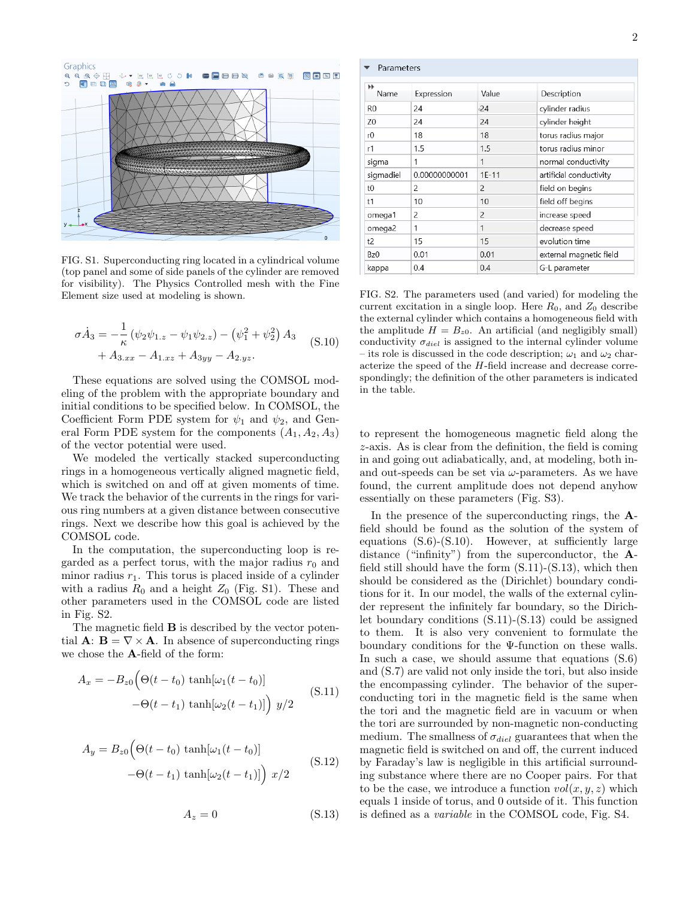FIG. S1. Superconducting ring located in a cylindrical volume (top panel and some of side panels of the cylinder are removed for visibility). The Physics Controlled mesh with the Fine Element size used at modeling is shown.

$$\sigma \dot{A}_3 = -\frac{1}{\kappa}\left(\psi_2\psi_{1.z} - \psi_1\psi_{2.z}\right) - \left(\psi_1^2 + \psi_2^2\right) A_3 + A_{3.xx} - A_{1.xz} + A_{3yy} - A_{2.yz}. \tag{S.10}$$

These equations are solved using the COMSOL modeling of the problem with the appropriate boundary and initial conditions to be specified below. In COMSOL, the Coefficient Form PDE system for $\psi_1$ and $\psi_2$, and General Form PDE system for the components $(A_1, A_2, A_3)$ of the vector potential were used.

We modeled the vertically stacked superconducting rings in a homogeneous vertically aligned magnetic field, which is switched on and off at given moments of time. We track the behavior of the currents in the rings for various ring numbers at a given distance between consecutive rings. Next we describe how this goal is achieved by the COMSOL code.

In the computation, the superconducting loop is regarded as a perfect torus, with the major radius $r_0$ and minor radius $r_1$. This torus is placed inside of a cylinder with a radius $R_0$ and a height $Z_0$ (Fig. S1). These and other parameters used in the COMSOL code are listed in Fig. S2.

The magnetic field **B** is described by the vector potential **A**: $\mathbf{B} = \nabla \times \mathbf{A}$. In absence of superconducting rings we chose the **A**-field of the form:

$$A_x = -B_{z0}\Big(\Theta(t-t_0)\,\tanh[\omega_1(t-t_0)] - \Theta(t-t_1)\,\tanh[\omega_2(t-t_1)]\Big)\; y/2 \tag{S.11}$$

$$A_y = B_{z0}\Big(\Theta(t-t_0)\,\tanh[\omega_1(t-t_0)] - \Theta(t-t_1)\,\tanh[\omega_2(t-t_1)]\Big)\; x/2 \tag{S.12}$$

$$A_z = 0 \tag{S.13}$$

| Name | Expression | Value | Description |
|---|---|---|---|
| R0 | 24 | 24 | cylinder radius |
| Z0 | 24 | 24 | cylinder height |
| r0 | 18 | 18 | torus radius major |
| r1 | 1.5 | 1.5 | torus radius minor |
| sigma | 1 | 1 | normal conductivity |
| sigmadiel | 0.00000000001 | 1E-11 | artificial conductivity |
| t0 | 2 | 2 | field on begins |
| t1 | 10 | 10 | field off begins |
| omega1 | 2 | 2 | increase speed |
| omega2 | 1 | 1 | decrease speed |
| t2 | 15 | 15 | evolution time |
| Bz0 | 0.01 | 0.01 | external magnetic field |
| kappa | 0.4 | 0.4 | G-L parameter |

FIG. S2. The parameters used (and varied) for modeling the current excitation in a single loop. Here $R_0$, and $Z_0$ describe the external cylinder which contains a homogeneous field with the amplitude $H = B_{z0}$. An artificial (and negligibly small) conductivity $\sigma_{diel}$ is assigned to the internal cylinder volume – its role is discussed in the code description; $\omega_1$ and $\omega_2$ characterize the speed of the $H$-field increase and decrease correspondingly; the definition of the other parameters is indicated in the table.

to represent the homogeneous magnetic field along the $z$-axis. As is clear from the definition, the field is coming in and going out adiabatically, and, at modeling, both in- and out-speeds can be set via $\omega$-parameters. As we have found, the current amplitude does not depend anyhow essentially on these parameters (Fig. S3).

In the presence of the superconducting rings, the **A**-field should be found as the solution of the system of equations (S.6)-(S.10). However, at sufficiently large distance ("infinity") from the superconductor, the **A**-field still should have the form (S.11)-(S.13), which then should be considered as the (Dirichlet) boundary conditions for it. In our model, the walls of the external cylinder represent the infinitely far boundary, so the Dirichlet boundary conditions (S.11)-(S.13) could be assigned to them. It is also very convenient to formulate the boundary conditions for the Ψ-function on these walls. In such a case, we should assume that equations (S.6) and (S.7) are valid not only inside the tori, but also inside the encompassing cylinder. The behavior of the superconducting tori in the magnetic field is the same when the tori and the magnetic field are in vacuum or when the tori are surrounded by non-magnetic non-conducting medium. The smallness of $\sigma_{diel}$ guarantees that when the magnetic field is switched on and off, the current induced by Faraday's law is negligible in this artificial surrounding substance where there are no Cooper pairs. For that to be the case, we introduce a function $vol(x, y, z)$ which equals 1 inside of torus, and 0 outside of it. This function is defined as a *variable* in the COMSOL code, Fig. S4.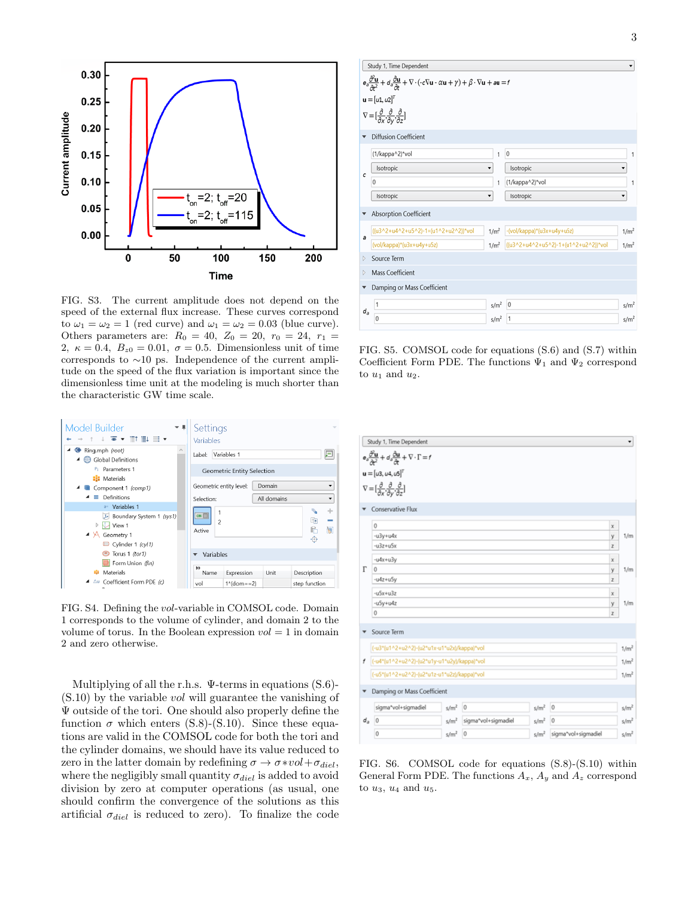FIG. S3. The current amplitude does not depend on the speed of the external flux increase. These curves correspond to $\omega_1 = \omega_2 = 1$ (red curve) and $\omega_1 = \omega_2 = 0.03$ (blue curve). Others parameters are: $R_0 = 40$, $Z_0 = 20$, $r_0 = 24$, $r_1 = 2$, $\kappa = 0.4$, $B_{z0} = 0.01$, $\sigma = 0.5$. Dimensionless unit of time corresponds to $\sim$10 ps. Independence of the current amplitude on the speed of the flux variation is important since the dimensionless time unit at the modeling is much shorter than the characteristic GW time scale.

FIG. S4. Defining the *vol*-variable in COMSOL code. Domain 1 corresponds to the volume of cylinder, and domain 2 to the volume of torus. In the Boolean expression *vol* = 1 in domain 2 and zero otherwise.

Multiplying of all the r.h.s. $\Psi$-terms in equations (S.6)-(S.10) by the variable *vol* will guarantee the vanishing of $\Psi$ outside of the tori. One should also properly define the function $\sigma$ which enters (S.8)-(S.10). Since these equations are valid in the COMSOL code for both the tori and the cylinder domains, we should have its value reduced to zero in the latter domain by redefining $\sigma \rightarrow \sigma * vol + \sigma_{diel}$, where the negligibly small quantity $\sigma_{diel}$ is added to avoid division by zero at computer operations (as usual, one should confirm the convergence of the solutions as this artificial $\sigma_{diel}$ is reduced to zero). To finalize the code

FIG. S5. COMSOL code for equations (S.6) and (S.7) within Coefficient Form PDE. The functions $\Psi_1$ and $\Psi_2$ correspond to $u_1$ and $u_2$.

FIG. S6. COMSOL code for equations (S.8)-(S.10) within General Form PDE. The functions $A_x$, $A_y$ and $A_z$ correspond to $u_3$, $u_4$ and $u_5$.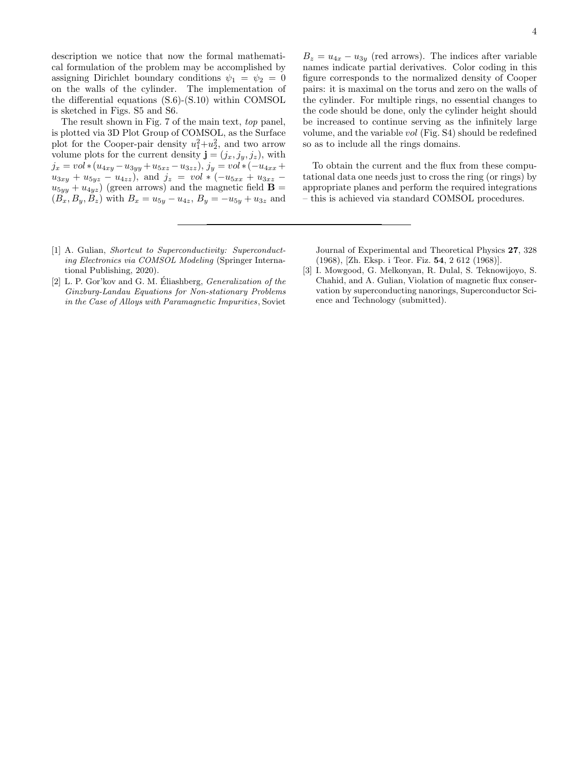description we notice that now the formal mathematical formulation of the problem may be accomplished by assigning Dirichlet boundary conditions $\psi_1 = \psi_2 = 0$ on the walls of the cylinder. The implementation of the differential equations (S.6)-(S.10) within COMSOL is sketched in Figs. S5 and S6.

The result shown in Fig. 7 of the main text, *top* panel, is plotted via 3D Plot Group of COMSOL, as the Surface plot for the Cooper-pair density $u_1^2+u_2^2$, and two arrow volume plots for the current density $\mathbf{j} = (j_x, j_y, j_z)$, with $j_x = vol*(u_{4xy} - u_{3yy} + u_{5xz} - u_{3zz})$, $j_y = vol*(-u_{4xx} + u_{3xy} + u_{5yz} - u_{4zz})$, and $j_z = vol*(-u_{5xx} + u_{3xz} - u_{5yy} + u_{4yz})$ (green arrows) and the magnetic field $\mathbf{B} = (B_x, B_y, B_z)$ with $B_x = u_{5y} - u_{4z}$, $B_y = -u_{5y} + u_{3z}$ and $B_z = u_{4x} - u_{3y}$ (red arrows). The indices after variable names indicate partial derivatives. Color coding in this figure corresponds to the normalized density of Cooper pairs: it is maximal on the torus and zero on the walls of the cylinder. For multiple rings, no essential changes to the code should be done, only the cylinder height should be increased to continue serving as the infinitely large volume, and the variable *vol* (Fig. S4) should be redefined so as to include all the rings domains.

To obtain the current and the flux from these computational data one needs just to cross the ring (or rings) by appropriate planes and perform the required integrations – this is achieved via standard COMSOL procedures.

---

[1] A. Gulian, *Shortcut to Superconductivity: Superconducting Electronics via COMSOL Modeling* (Springer International Publishing, 2020).

[2] L. P. Gor'kov and G. M. Éliashberg, *Generalization of the Ginzburg-Landau Equations for Non-stationary Problems in the Case of Alloys with Paramagnetic Impurities*, Soviet Journal of Experimental and Theoretical Physics **27**, 328 (1968), [Zh. Eksp. i Teor. Fiz. **54**, 2 612 (1968)].

[3] I. Mowgood, G. Melkonyan, R. Dulal, S. Teknowijoyo, S. Chahid, and A. Gulian, Violation of magnetic flux conservation by superconducting nanorings, Superconductor Science and Technology (submitted).